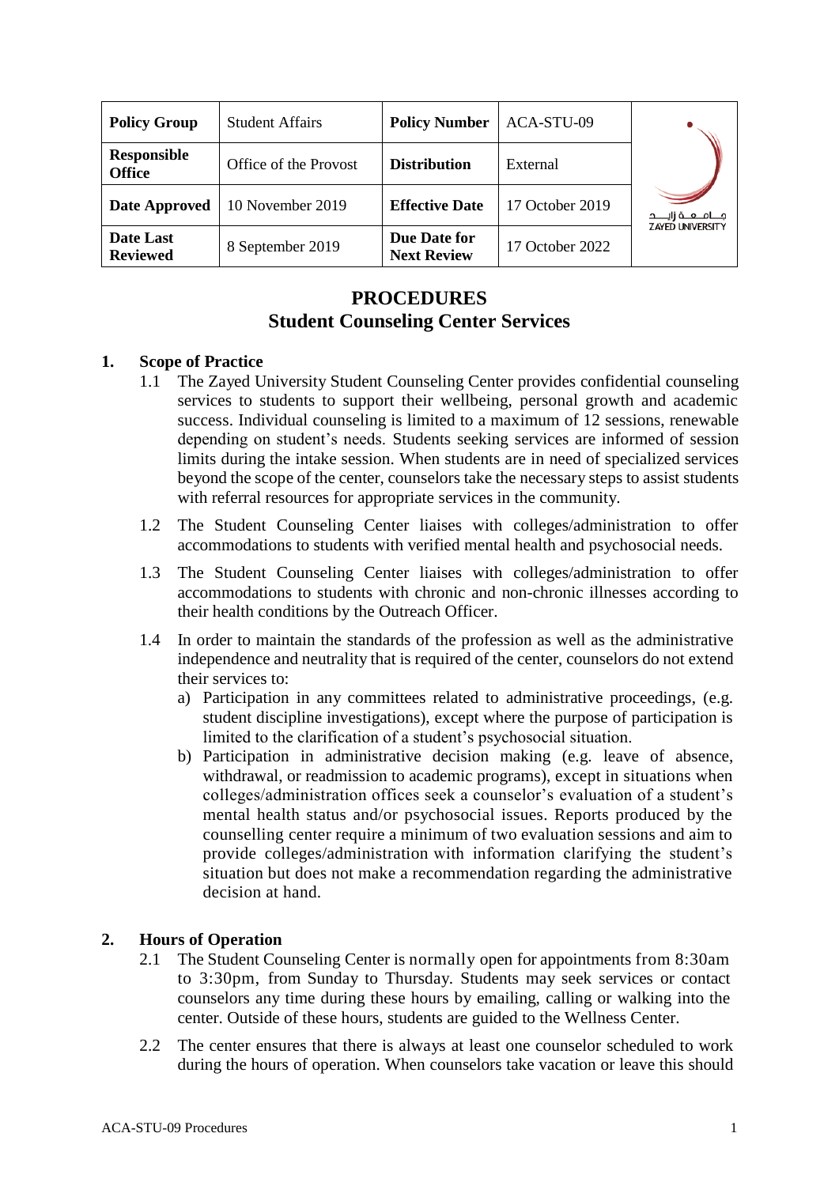| Policy Group | Student Affairs | Policy Number | ACA-STU-09 | |
|---|---|---|---|---|
| Responsible Office | Office of the Provost | Distribution | External | |
| Date Approved | 10 November 2019 | Effective Date | 17 October 2019 | جـامـعـة زايـد ZAYED UNIVERSITY |
| Date Last Reviewed | 8 September 2019 | Due Date for Next Review | 17 October 2022 | |

# PROCEDURES
# Student Counseling Center Services

## 1. Scope of Practice

1.1 The Zayed University Student Counseling Center provides confidential counseling services to students to support their wellbeing, personal growth and academic success. Individual counseling is limited to a maximum of 12 sessions, renewable depending on student's needs. Students seeking services are informed of session limits during the intake session. When students are in need of specialized services beyond the scope of the center, counselors take the necessary steps to assist students with referral resources for appropriate services in the community.

1.2 The Student Counseling Center liaises with colleges/administration to offer accommodations to students with verified mental health and psychosocial needs.

1.3 The Student Counseling Center liaises with colleges/administration to offer accommodations to students with chronic and non-chronic illnesses according to their health conditions by the Outreach Officer.

1.4 In order to maintain the standards of the profession as well as the administrative independence and neutrality that is required of the center, counselors do not extend their services to:

a) Participation in any committees related to administrative proceedings, (e.g. student discipline investigations), except where the purpose of participation is limited to the clarification of a student's psychosocial situation.

b) Participation in administrative decision making (e.g. leave of absence, withdrawal, or readmission to academic programs), except in situations when colleges/administration offices seek a counselor's evaluation of a student's mental health status and/or psychosocial issues. Reports produced by the counselling center require a minimum of two evaluation sessions and aim to provide colleges/administration with information clarifying the student's situation but does not make a recommendation regarding the administrative decision at hand.

## 2. Hours of Operation

2.1 The Student Counseling Center is normally open for appointments from 8:30am to 3:30pm, from Sunday to Thursday. Students may seek services or contact counselors any time during these hours by emailing, calling or walking into the center. Outside of these hours, students are guided to the Wellness Center.

2.2 The center ensures that there is always at least one counselor scheduled to work during the hours of operation. When counselors take vacation or leave this should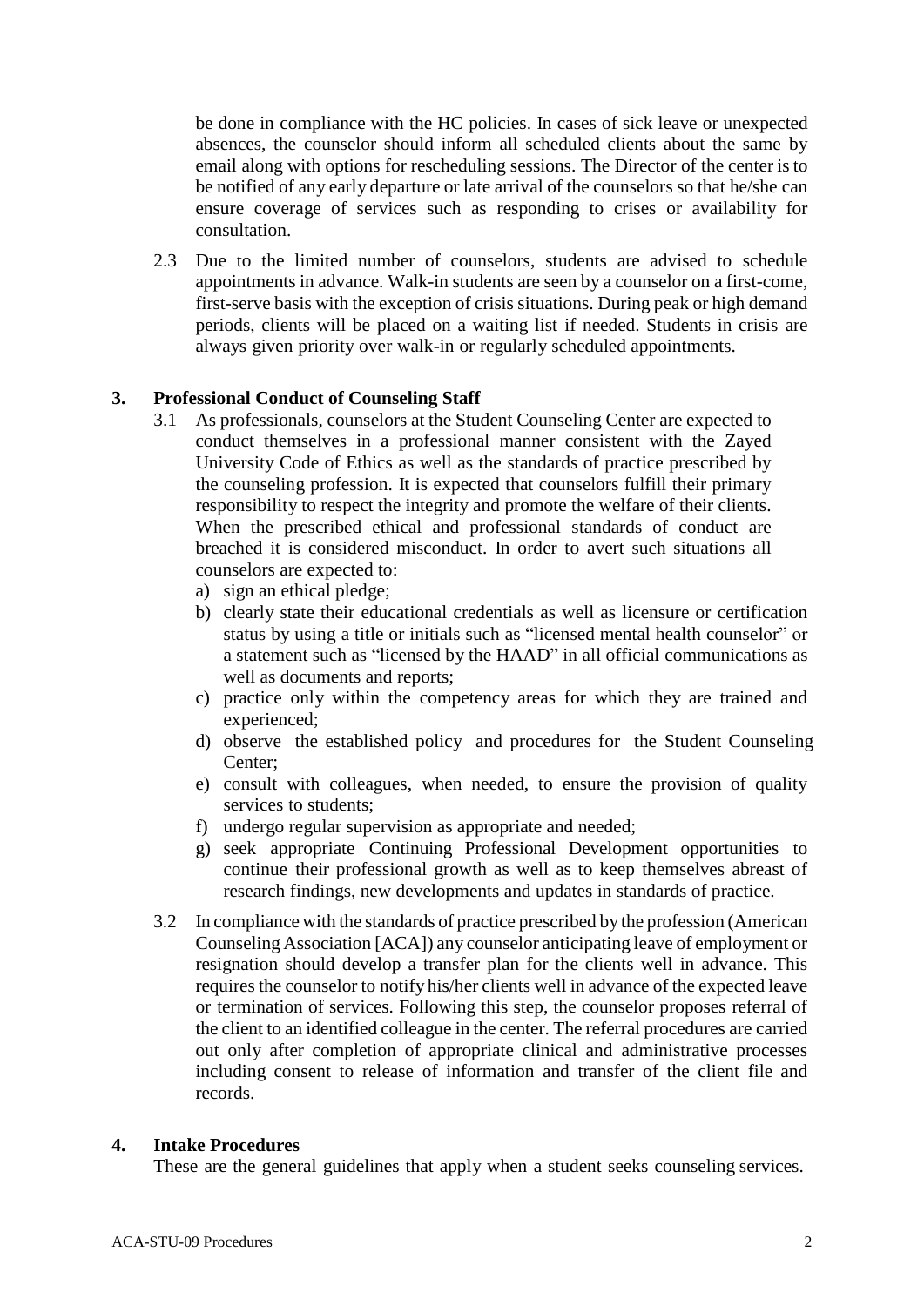be done in compliance with the HC policies. In cases of sick leave or unexpected absences, the counselor should inform all scheduled clients about the same by email along with options for rescheduling sessions. The Director of the center is to be notified of any early departure or late arrival of the counselors so that he/she can ensure coverage of services such as responding to crises or availability for consultation.

2.3 Due to the limited number of counselors, students are advised to schedule appointments in advance. Walk-in students are seen by a counselor on a first-come, first-serve basis with the exception of crisis situations. During peak or high demand periods, clients will be placed on a waiting list if needed. Students in crisis are always given priority over walk-in or regularly scheduled appointments.

## 3. Professional Conduct of Counseling Staff

3.1 As professionals, counselors at the Student Counseling Center are expected to conduct themselves in a professional manner consistent with the Zayed University Code of Ethics as well as the standards of practice prescribed by the counseling profession. It is expected that counselors fulfill their primary responsibility to respect the integrity and promote the welfare of their clients. When the prescribed ethical and professional standards of conduct are breached it is considered misconduct. In order to avert such situations all counselors are expected to:

a) sign an ethical pledge;
b) clearly state their educational credentials as well as licensure or certification status by using a title or initials such as "licensed mental health counselor" or a statement such as "licensed by the HAAD" in all official communications as well as documents and reports;
c) practice only within the competency areas for which they are trained and experienced;
d) observe the established policy and procedures for the Student Counseling Center;
e) consult with colleagues, when needed, to ensure the provision of quality services to students;
f) undergo regular supervision as appropriate and needed;
g) seek appropriate Continuing Professional Development opportunities to continue their professional growth as well as to keep themselves abreast of research findings, new developments and updates in standards of practice.

3.2 In compliance with the standards of practice prescribed by the profession (American Counseling Association [ACA]) any counselor anticipating leave of employment or resignation should develop a transfer plan for the clients well in advance. This requires the counselor to notify his/her clients well in advance of the expected leave or termination of services. Following this step, the counselor proposes referral of the client to an identified colleague in the center. The referral procedures are carried out only after completion of appropriate clinical and administrative processes including consent to release of information and transfer of the client file and records.

## 4. Intake Procedures

These are the general guidelines that apply when a student seeks counseling services.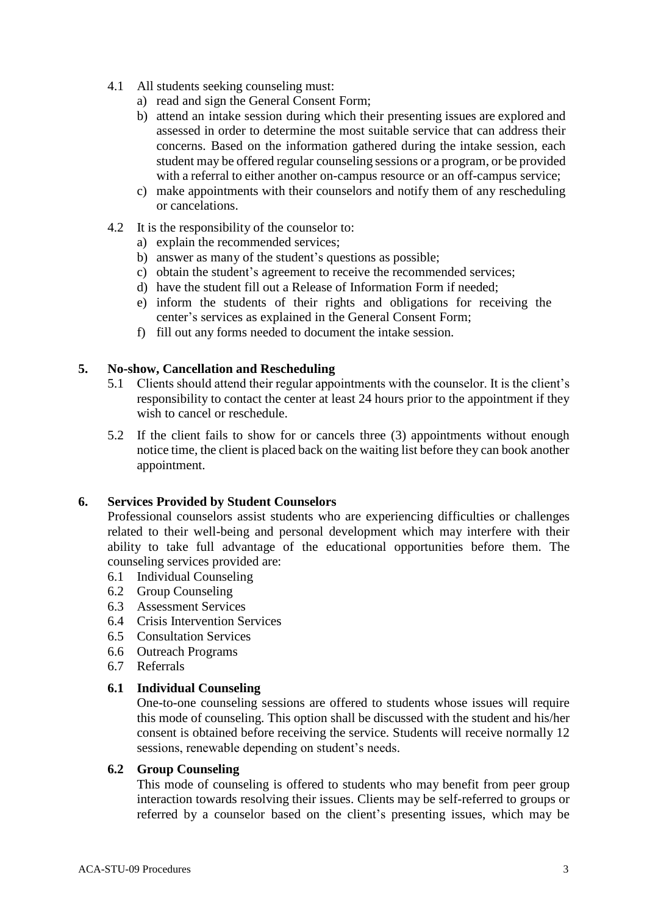4.1 All students seeking counseling must:
   a) read and sign the General Consent Form;
   b) attend an intake session during which their presenting issues are explored and assessed in order to determine the most suitable service that can address their concerns. Based on the information gathered during the intake session, each student may be offered regular counseling sessions or a program, or be provided with a referral to either another on-campus resource or an off-campus service;
   c) make appointments with their counselors and notify them of any rescheduling or cancelations.

4.2 It is the responsibility of the counselor to:
   a) explain the recommended services;
   b) answer as many of the student's questions as possible;
   c) obtain the student's agreement to receive the recommended services;
   d) have the student fill out a Release of Information Form if needed;
   e) inform the students of their rights and obligations for receiving the center's services as explained in the General Consent Form;
   f) fill out any forms needed to document the intake session.

## 5. No-show, Cancellation and Rescheduling

5.1 Clients should attend their regular appointments with the counselor. It is the client's responsibility to contact the center at least 24 hours prior to the appointment if they wish to cancel or reschedule.

5.2 If the client fails to show for or cancels three (3) appointments without enough notice time, the client is placed back on the waiting list before they can book another appointment.

## 6. Services Provided by Student Counselors

Professional counselors assist students who are experiencing difficulties or challenges related to their well-being and personal development which may interfere with their ability to take full advantage of the educational opportunities before them. The counseling services provided are:

6.1 Individual Counseling
6.2 Group Counseling
6.3 Assessment Services
6.4 Crisis Intervention Services
6.5 Consultation Services
6.6 Outreach Programs
6.7 Referrals

### 6.1 Individual Counseling

One-to-one counseling sessions are offered to students whose issues will require this mode of counseling. This option shall be discussed with the student and his/her consent is obtained before receiving the service. Students will receive normally 12 sessions, renewable depending on student's needs.

### 6.2 Group Counseling

This mode of counseling is offered to students who may benefit from peer group interaction towards resolving their issues. Clients may be self-referred to groups or referred by a counselor based on the client's presenting issues, which may be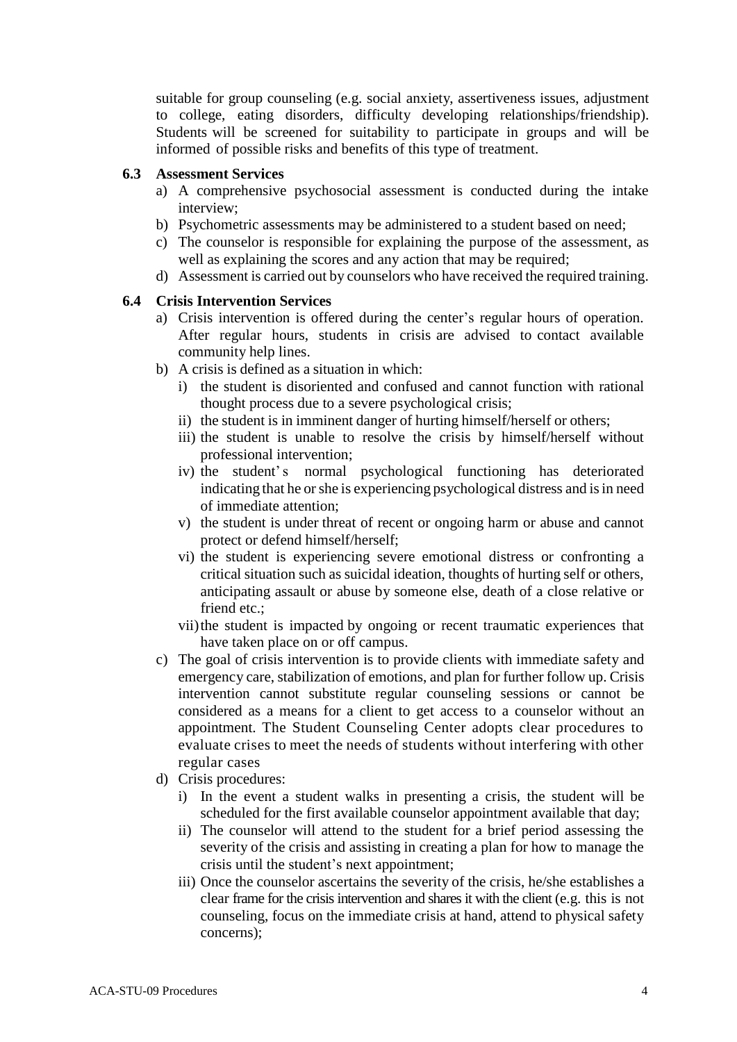suitable for group counseling (e.g. social anxiety, assertiveness issues, adjustment to college, eating disorders, difficulty developing relationships/friendship). Students will be screened for suitability to participate in groups and will be informed of possible risks and benefits of this type of treatment.

### 6.3 Assessment Services

a) A comprehensive psychosocial assessment is conducted during the intake interview;

b) Psychometric assessments may be administered to a student based on need;

c) The counselor is responsible for explaining the purpose of the assessment, as well as explaining the scores and any action that may be required;

d) Assessment is carried out by counselors who have received the required training.

### 6.4 Crisis Intervention Services

a) Crisis intervention is offered during the center's regular hours of operation. After regular hours, students in crisis are advised to contact available community help lines.

b) A crisis is defined as a situation in which:

   i) the student is disoriented and confused and cannot function with rational thought process due to a severe psychological crisis;

   ii) the student is in imminent danger of hurting himself/herself or others;

   iii) the student is unable to resolve the crisis by himself/herself without professional intervention;

   iv) the student's normal psychological functioning has deteriorated indicating that he or she is experiencing psychological distress and is in need of immediate attention;

   v) the student is under threat of recent or ongoing harm or abuse and cannot protect or defend himself/herself;

   vi) the student is experiencing severe emotional distress or confronting a critical situation such as suicidal ideation, thoughts of hurting self or others, anticipating assault or abuse by someone else, death of a close relative or friend etc.;

   vii) the student is impacted by ongoing or recent traumatic experiences that have taken place on or off campus.

c) The goal of crisis intervention is to provide clients with immediate safety and emergency care, stabilization of emotions, and plan for further follow up. Crisis intervention cannot substitute regular counseling sessions or cannot be considered as a means for a client to get access to a counselor without an appointment. The Student Counseling Center adopts clear procedures to evaluate crises to meet the needs of students without interfering with other regular cases

d) Crisis procedures:

   i) In the event a student walks in presenting a crisis, the student will be scheduled for the first available counselor appointment available that day;

   ii) The counselor will attend to the student for a brief period assessing the severity of the crisis and assisting in creating a plan for how to manage the crisis until the student's next appointment;

   iii) Once the counselor ascertains the severity of the crisis, he/she establishes a clear frame for the crisis intervention and shares it with the client (e.g. this is not counseling, focus on the immediate crisis at hand, attend to physical safety concerns);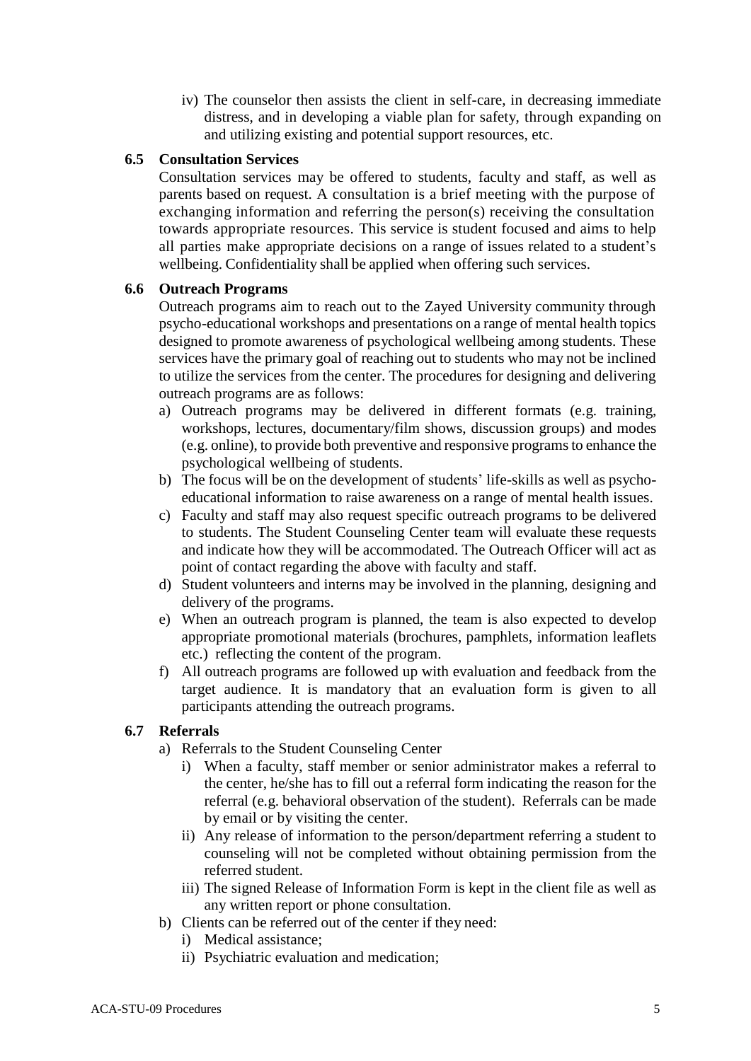iv) The counselor then assists the client in self-care, in decreasing immediate distress, and in developing a viable plan for safety, through expanding on and utilizing existing and potential support resources, etc.

### 6.5 Consultation Services

Consultation services may be offered to students, faculty and staff, as well as parents based on request. A consultation is a brief meeting with the purpose of exchanging information and referring the person(s) receiving the consultation towards appropriate resources. This service is student focused and aims to help all parties make appropriate decisions on a range of issues related to a student's wellbeing. Confidentiality shall be applied when offering such services.

### 6.6 Outreach Programs

Outreach programs aim to reach out to the Zayed University community through psycho-educational workshops and presentations on a range of mental health topics designed to promote awareness of psychological wellbeing among students. These services have the primary goal of reaching out to students who may not be inclined to utilize the services from the center. The procedures for designing and delivering outreach programs are as follows:

a) Outreach programs may be delivered in different formats (e.g. training, workshops, lectures, documentary/film shows, discussion groups) and modes (e.g. online), to provide both preventive and responsive programs to enhance the psychological wellbeing of students.
b) The focus will be on the development of students' life-skills as well as psycho-educational information to raise awareness on a range of mental health issues.
c) Faculty and staff may also request specific outreach programs to be delivered to students. The Student Counseling Center team will evaluate these requests and indicate how they will be accommodated. The Outreach Officer will act as point of contact regarding the above with faculty and staff.
d) Student volunteers and interns may be involved in the planning, designing and delivery of the programs.
e) When an outreach program is planned, the team is also expected to develop appropriate promotional materials (brochures, pamphlets, information leaflets etc.) reflecting the content of the program.
f) All outreach programs are followed up with evaluation and feedback from the target audience. It is mandatory that an evaluation form is given to all participants attending the outreach programs.

### 6.7 Referrals

a) Referrals to the Student Counseling Center
   i) When a faculty, staff member or senior administrator makes a referral to the center, he/she has to fill out a referral form indicating the reason for the referral (e.g. behavioral observation of the student). Referrals can be made by email or by visiting the center.
   ii) Any release of information to the person/department referring a student to counseling will not be completed without obtaining permission from the referred student.
   iii) The signed Release of Information Form is kept in the client file as well as any written report or phone consultation.
b) Clients can be referred out of the center if they need:
   i) Medical assistance;
   ii) Psychiatric evaluation and medication;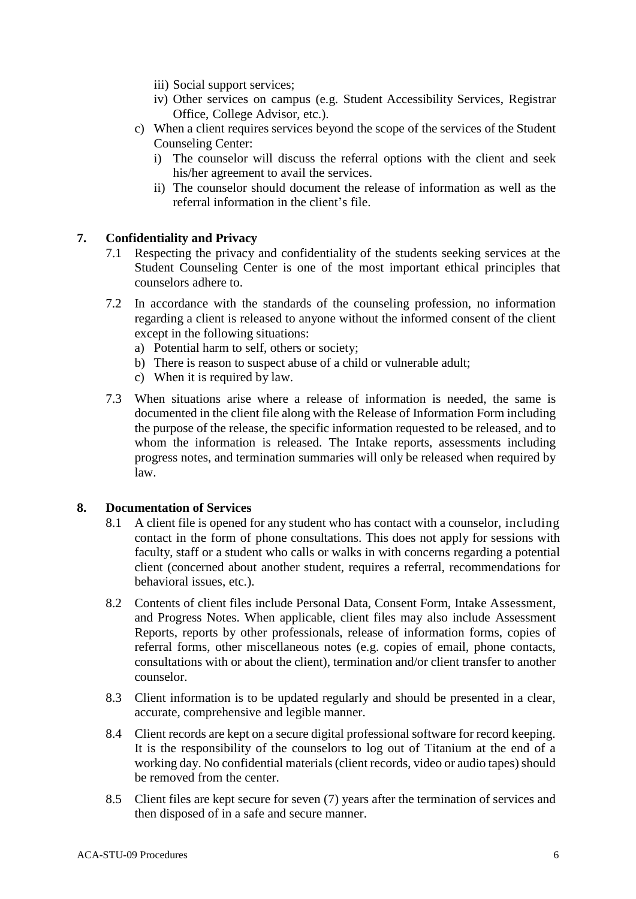- iii) Social support services;
   - iv) Other services on campus (e.g. Student Accessibility Services, Registrar Office, College Advisor, etc.).
- c) When a client requires services beyond the scope of the services of the Student Counseling Center:
   - i) The counselor will discuss the referral options with the client and seek his/her agreement to avail the services.
   - ii) The counselor should document the release of information as well as the referral information in the client's file.

## 7. Confidentiality and Privacy

7.1 Respecting the privacy and confidentiality of the students seeking services at the Student Counseling Center is one of the most important ethical principles that counselors adhere to.

7.2 In accordance with the standards of the counseling profession, no information regarding a client is released to anyone without the informed consent of the client except in the following situations:

- a) Potential harm to self, others or society;
- b) There is reason to suspect abuse of a child or vulnerable adult;
- c) When it is required by law.

7.3 When situations arise where a release of information is needed, the same is documented in the client file along with the Release of Information Form including the purpose of the release, the specific information requested to be released, and to whom the information is released. The Intake reports, assessments including progress notes, and termination summaries will only be released when required by law.

## 8. Documentation of Services

8.1 A client file is opened for any student who has contact with a counselor, including contact in the form of phone consultations. This does not apply for sessions with faculty, staff or a student who calls or walks in with concerns regarding a potential client (concerned about another student, requires a referral, recommendations for behavioral issues, etc.).

8.2 Contents of client files include Personal Data, Consent Form, Intake Assessment, and Progress Notes. When applicable, client files may also include Assessment Reports, reports by other professionals, release of information forms, copies of referral forms, other miscellaneous notes (e.g. copies of email, phone contacts, consultations with or about the client), termination and/or client transfer to another counselor.

8.3 Client information is to be updated regularly and should be presented in a clear, accurate, comprehensive and legible manner.

8.4 Client records are kept on a secure digital professional software for record keeping. It is the responsibility of the counselors to log out of Titanium at the end of a working day. No confidential materials (client records, video or audio tapes) should be removed from the center.

8.5 Client files are kept secure for seven (7) years after the termination of services and then disposed of in a safe and secure manner.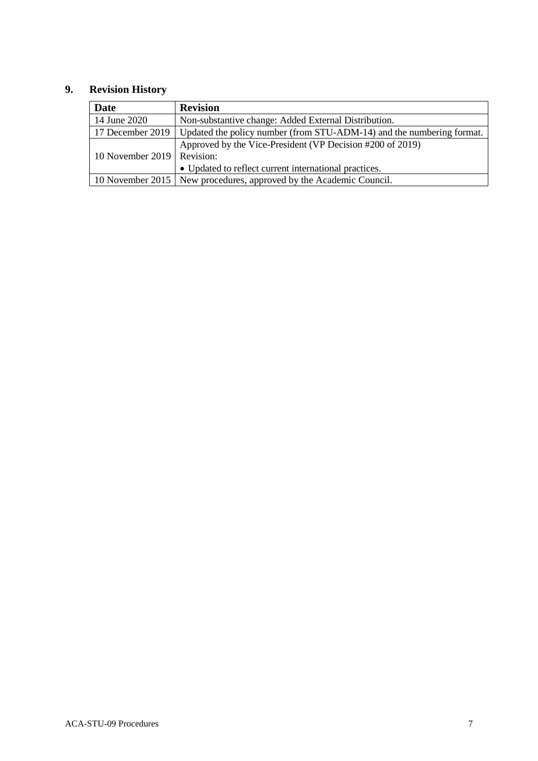## 9. Revision History

| Date | Revision |
|---|---|
| 14 June 2020 | Non-substantive change: Added External Distribution. |
| 17 December 2019 | Updated the policy number (from STU-ADM-14) and the numbering format. |
| 10 November 2019 | Approved by the Vice-President (VP Decision #200 of 2019) Revision: • Updated to reflect current international practices. |
| 10 November 2015 | New procedures, approved by the Academic Council. |